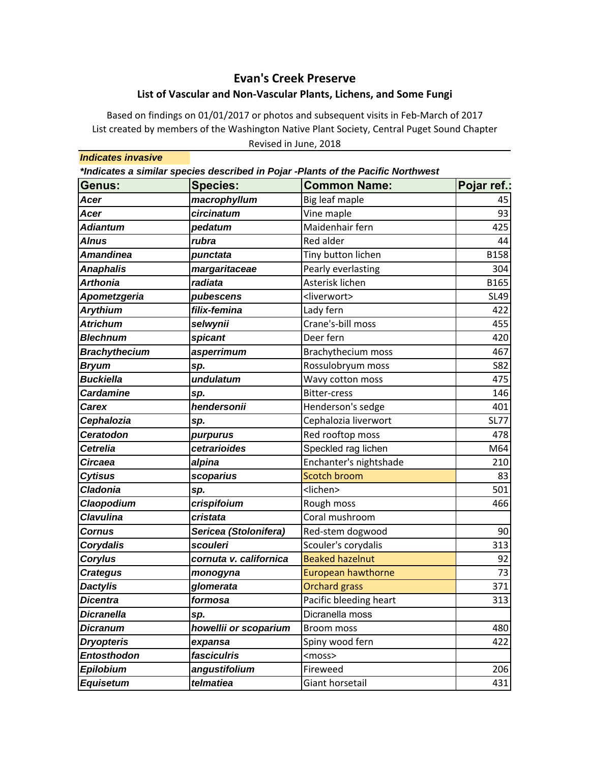# Evan's Creek Preserve

## List of Vascular and Non-Vascular Plants, Lichens, and Some Fungi

Based on findings on 01/01/2017 or photos and subsequent visits in Feb-March of 2017
List created by members of the Washington Native Plant Society, Central Puget Sound Chapter
Revised in June, 2018

***Indicates invasive***

***Indicates a similar species described in Pojar -Plants of the Pacific Northwest***

| Genus: | Species: | Common Name: | Pojar ref.: |
|---|---|---|---|
| ***Acer*** | ***macrophyllum*** | Big leaf maple | 45 |
| ***Acer*** | ***circinatum*** | Vine maple | 93 |
| ***Adiantum*** | ***pedatum*** | Maidenhair fern | 425 |
| ***Alnus*** | ***rubra*** | Red alder | 44 |
| ***Amandinea*** | ***punctata*** | Tiny button lichen | B158 |
| ***Anaphalis*** | ***margaritaceae*** | Pearly everlasting | 304 |
| ***Arthonia*** | ***radiata*** | Asterisk lichen | B165 |
| ***Apometzgeria*** | ***pubescens*** | <liverwort> | SL49 |
| ***Arythium*** | ***filix-femina*** | Lady fern | 422 |
| ***Atrichum*** | ***selwynii*** | Crane's-bill moss | 455 |
| ***Blechnum*** | ***spicant*** | Deer fern | 420 |
| ***Brachythecium*** | ***asperrimum*** | Brachythecium moss | 467 |
| ***Bryum*** | ***sp.*** | Rossulobryum moss | S82 |
| ***Buckiella*** | ***undulatum*** | Wavy cotton moss | 475 |
| ***Cardamine*** | ***sp.*** | Bitter-cress | 146 |
| ***Carex*** | ***hendersonii*** | Henderson's sedge | 401 |
| ***Cephalozia*** | ***sp.*** | Cephalozia liverwort | SL77 |
| ***Ceratodon*** | ***purpurus*** | Red rooftop moss | 478 |
| ***Cetrelia*** | ***cetrarioides*** | Speckled rag lichen | M64 |
| ***Circaea*** | ***alpina*** | Enchanter's nightshade | 210 |
| ***Cytisus*** | ***scoparius*** | Scotch broom | 83 |
| ***Cladonia*** | ***sp.*** | <lichen> | 501 |
| ***Claopodium*** | ***crispifoium*** | Rough moss | 466 |
| ***Clavulina*** | ***cristata*** | Coral mushroom | |
| ***Cornus*** | ***Sericea (Stolonifera)*** | Red-stem dogwood | 90 |
| ***Corydalis*** | ***scouleri*** | Scouler's corydalis | 313 |
| ***Corylus*** | ***cornuta v. californica*** | Beaked hazelnut | 92 |
| ***Crategus*** | ***monogyna*** | European hawthorne | 73 |
| ***Dactylis*** | ***glomerata*** | Orchard grass | 371 |
| ***Dicentra*** | ***formosa*** | Pacific bleeding heart | 313 |
| ***Dicranella*** | ***sp.*** | Dicranella moss | |
| ***Dicranum*** | ***howellii or scoparium*** | Broom moss | 480 |
| ***Dryopteris*** | ***expansa*** | Spiny wood fern | 422 |
| ***Entosthodon*** | ***fasciculris*** | <moss> | |
| ***Epilobium*** | ***angustifolium*** | Fireweed | 206 |
| ***Equisetum*** | ***telmatiea*** | Giant horsetail | 431 |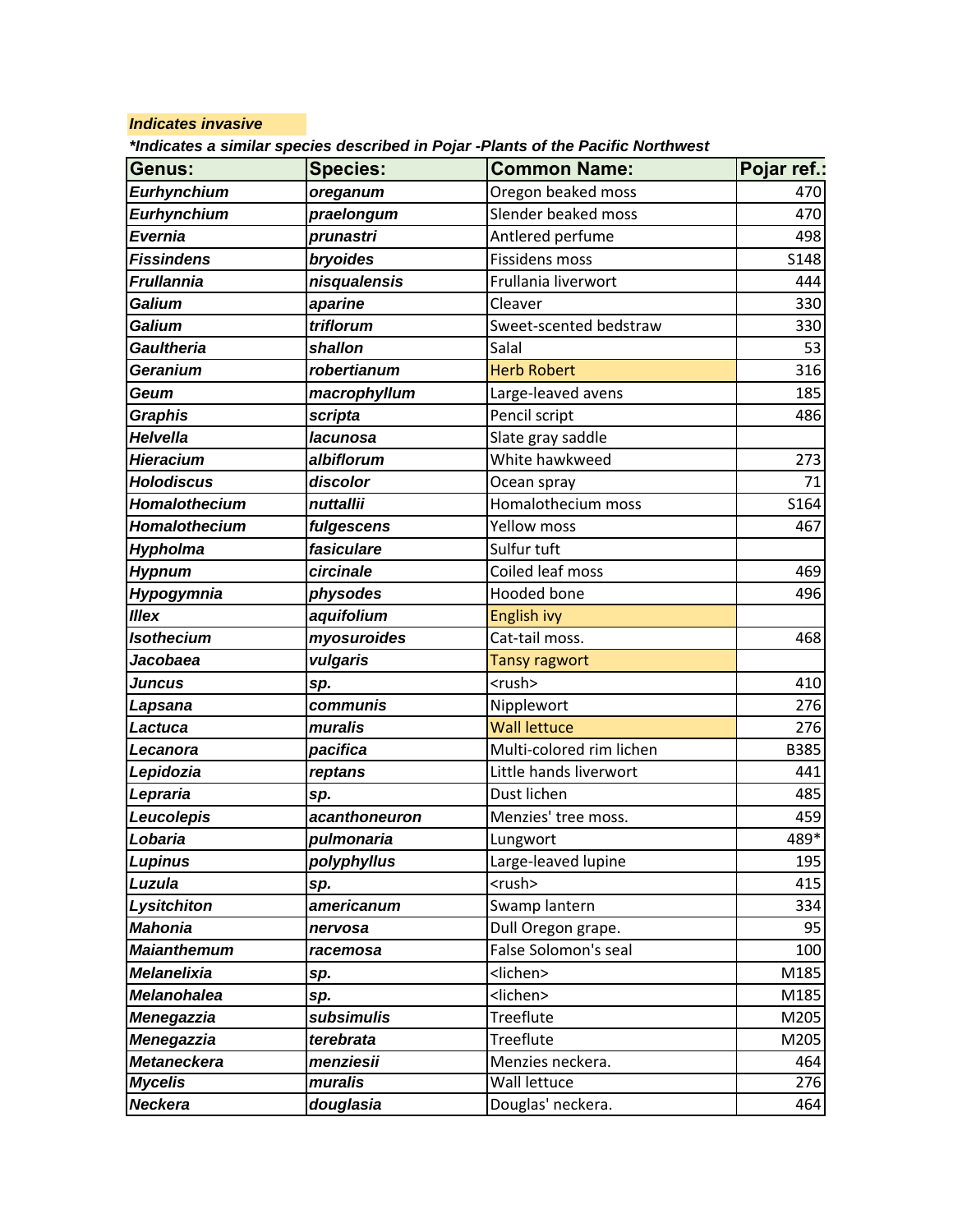*Indicates invasive*

*\*Indicates a similar species described in Pojar -Plants of the Pacific Northwest*

| Genus: | Species: | Common Name: | Pojar ref.: |
|---|---|---|---|
| ***Eurhynchium*** | ***oreganum*** | Oregon beaked moss | 470 |
| ***Eurhynchium*** | ***praelongum*** | Slender beaked moss | 470 |
| ***Evernia*** | ***prunastri*** | Antlered perfume | 498 |
| ***Fissindens*** | ***bryoides*** | Fissidens moss | S148 |
| ***Frullannia*** | ***nisqualensis*** | Frullania liverwort | 444 |
| ***Galium*** | ***aparine*** | Cleaver | 330 |
| ***Galium*** | ***triflorum*** | Sweet-scented bedstraw | 330 |
| ***Gaultheria*** | ***shallon*** | Salal | 53 |
| ***Geranium*** | ***robertianum*** | Herb Robert | 316 |
| ***Geum*** | ***macrophyllum*** | Large-leaved avens | 185 |
| ***Graphis*** | ***scripta*** | Pencil script | 486 |
| ***Helvella*** | ***lacunosa*** | Slate gray saddle | |
| ***Hieracium*** | ***albiflorum*** | White hawkweed | 273 |
| ***Holodiscus*** | ***discolor*** | Ocean spray | 71 |
| ***Homalothecium*** | ***nuttallii*** | Homalothecium moss | S164 |
| ***Homalothecium*** | ***fulgescens*** | Yellow moss | 467 |
| ***Hypholma*** | ***fasiculare*** | Sulfur tuft | |
| ***Hypnum*** | ***circinale*** | Coiled leaf moss | 469 |
| ***Hypogymnia*** | ***physodes*** | Hooded bone | 496 |
| ***Illex*** | ***aquifolium*** | English ivy | |
| ***Isothecium*** | ***myosuroides*** | Cat-tail moss. | 468 |
| ***Jacobaea*** | ***vulgaris*** | Tansy ragwort | |
| ***Juncus*** | ***sp.*** | <rush> | 410 |
| ***Lapsana*** | ***communis*** | Nipplewort | 276 |
| ***Lactuca*** | ***muralis*** | Wall lettuce | 276 |
| ***Lecanora*** | ***pacifica*** | Multi-colored rim lichen | B385 |
| ***Lepidozia*** | ***reptans*** | Little hands liverwort | 441 |
| ***Lepraria*** | ***sp.*** | Dust lichen | 485 |
| ***Leucolepis*** | ***acanthoneuron*** | Menzies' tree moss. | 459 |
| ***Lobaria*** | ***pulmonaria*** | Lungwort | 489* |
| ***Lupinus*** | ***polyphyllus*** | Large-leaved lupine | 195 |
| ***Luzula*** | ***sp.*** | <rush> | 415 |
| ***Lysitchiton*** | ***americanum*** | Swamp lantern | 334 |
| ***Mahonia*** | ***nervosa*** | Dull Oregon grape. | 95 |
| ***Maianthemum*** | ***racemosa*** | False Solomon's seal | 100 |
| ***Melanelixia*** | ***sp.*** | <lichen> | M185 |
| ***Melanohalea*** | ***sp.*** | <lichen> | M185 |
| ***Menegazzia*** | ***subsimulis*** | Treeflute | M205 |
| ***Menegazzia*** | ***terebrata*** | Treeflute | M205 |
| ***Metaneckera*** | ***menziesii*** | Menzies neckera. | 464 |
| ***Mycelis*** | ***muralis*** | Wall lettuce | 276 |
| ***Neckera*** | ***douglasia*** | Douglas' neckera. | 464 |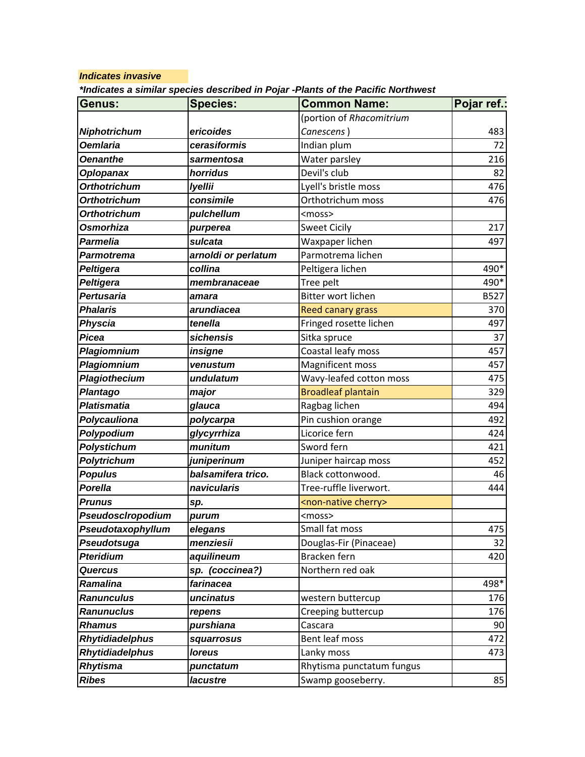***Indicates invasive***

***\*Indicates a similar species described in Pojar -Plants of the Pacific Northwest***

| Genus: | Species: | Common Name: | Pojar ref.: |
|---|---|---|---|
| ***Niphotrichum*** | ***ericoides*** | (portion of *Rhacomitrium Canescens* ) | 483 |
| ***Oemlaria*** | ***cerasiformis*** | Indian plum | 72 |
| ***Oenanthe*** | ***sarmentosa*** | Water parsley | 216 |
| ***Oplopanax*** | ***horridus*** | Devil's club | 82 |
| ***Orthotrichum*** | ***lyellii*** | Lyell's bristle moss | 476 |
| ***Orthotrichum*** | ***consimile*** | Orthotrichum moss | 476 |
| ***Orthotrichum*** | ***pulchellum*** | <moss> | |
| ***Osmorhiza*** | ***purperea*** | Sweet Cicily | 217 |
| ***Parmelia*** | ***sulcata*** | Waxpaper lichen | 497 |
| ***Parmotrema*** | ***arnoldi or perlatum*** | Parmotrema lichen | |
| ***Peltigera*** | ***collina*** | Peltigera lichen | 490* |
| ***Peltigera*** | ***membranaceae*** | Tree pelt | 490* |
| ***Pertusaria*** | ***amara*** | Bitter wort lichen | B527 |
| ***Phalaris*** | ***arundiacea*** | Reed canary grass | 370 |
| ***Physcia*** | ***tenella*** | Fringed rosette lichen | 497 |
| ***Picea*** | ***sichensis*** | Sitka spruce | 37 |
| ***Plagiomnium*** | ***insigne*** | Coastal leafy moss | 457 |
| ***Plagiomnium*** | ***venustum*** | Magnificent moss | 457 |
| ***Plagiothecium*** | ***undulatum*** | Wavy-leafed cotton moss | 475 |
| ***Plantago*** | ***major*** | Broadleaf plantain | 329 |
| ***Platismatia*** | ***glauca*** | Ragbag lichen | 494 |
| ***Polycauliona*** | ***polycarpa*** | Pin cushion orange | 492 |
| ***Polypodium*** | ***glycyrrhiza*** | Licorice fern | 424 |
| ***Polystichum*** | ***munitum*** | Sword fern | 421 |
| ***Polytrichum*** | ***juniperinum*** | Juniper haircap moss | 452 |
| ***Populus*** | ***balsamifera trico.*** | Black cottonwood. | 46 |
| ***Porella*** | ***navicularis*** | Tree-ruffle liverwort. | 444 |
| ***Prunus*** | ***sp.*** | <non-native cherry> | |
| ***Pseudosclropodium*** | ***purum*** | <moss> | |
| ***Pseudotaxophyllum*** | ***elegans*** | Small fat moss | 475 |
| ***Pseudotsuga*** | ***menziesii*** | Douglas-Fir (Pinaceae) | 32 |
| ***Pteridium*** | ***aquilineum*** | Bracken fern | 420 |
| ***Quercus*** | ***sp. (coccinea?)*** | Northern red oak | |
| ***Ramalina*** | ***farinacea*** | | 498* |
| ***Ranunculus*** | ***uncinatus*** | western buttercup | 176 |
| ***Ranunuclus*** | ***repens*** | Creeping buttercup | 176 |
| ***Rhamus*** | ***purshiana*** | Cascara | 90 |
| ***Rhytidiadelphus*** | ***squarrosus*** | Bent leaf moss | 472 |
| ***Rhytidiadelphus*** | ***loreus*** | Lanky moss | 473 |
| ***Rhytisma*** | ***punctatum*** | Rhytisma punctatum fungus | |
| ***Ribes*** | ***lacustre*** | Swamp gooseberry. | 85 |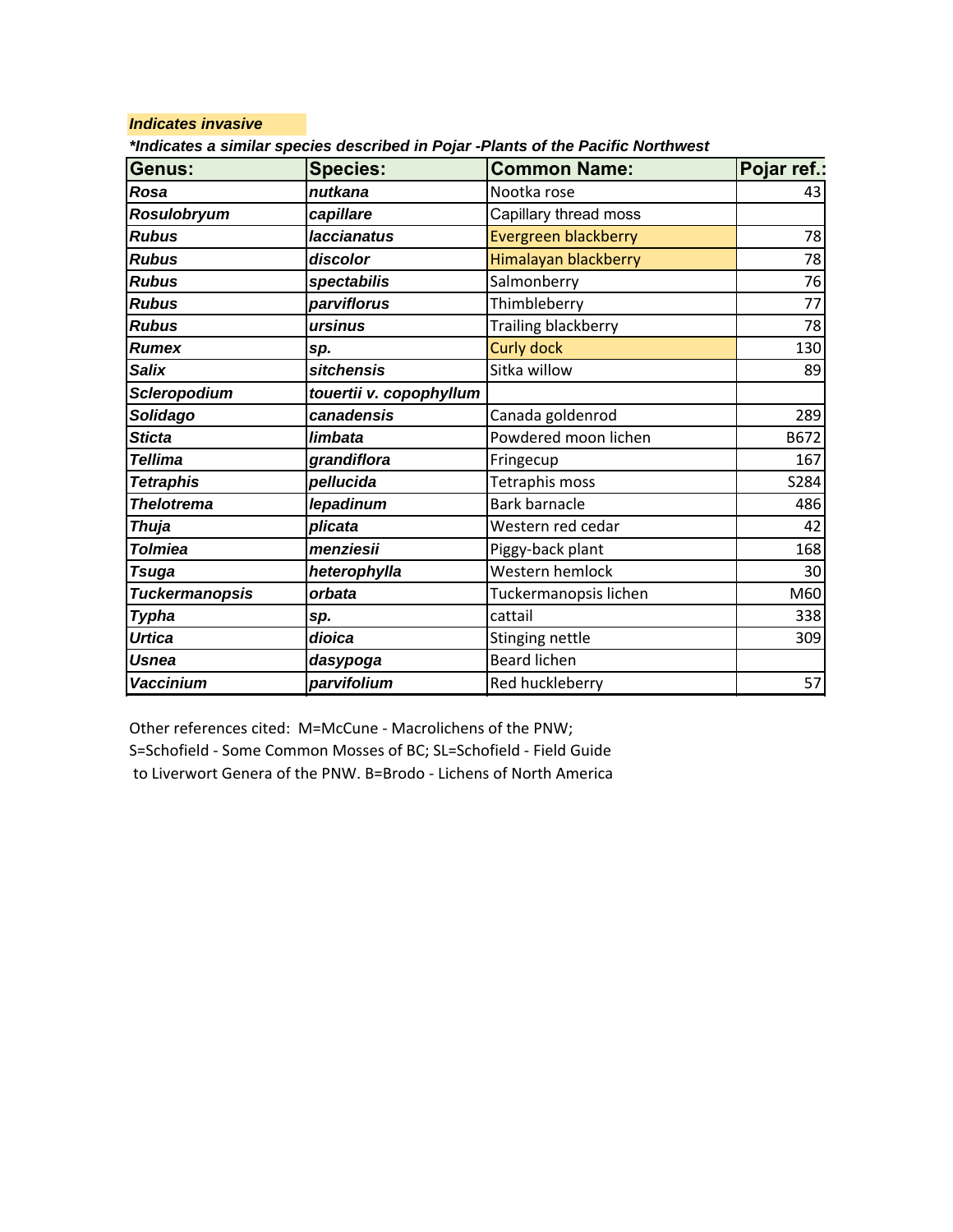***Indicates invasive***

***Indicates a similar species described in Pojar -Plants of the Pacific Northwest***

| Genus: | Species: | Common Name: | Pojar ref.: |
|---|---|---|---|
| ***Rosa*** | ***nutkana*** | Nootka rose | 43 |
| ***Rosulobryum*** | ***capillare*** | Capillary thread moss | |
| ***Rubus*** | ***laccianatus*** | Evergreen blackberry | 78 |
| ***Rubus*** | ***discolor*** | Himalayan blackberry | 78 |
| ***Rubus*** | ***spectabilis*** | Salmonberry | 76 |
| ***Rubus*** | ***parviflorus*** | Thimbleberry | 77 |
| ***Rubus*** | ***ursinus*** | Trailing blackberry | 78 |
| ***Rumex*** | ***sp.*** | Curly dock | 130 |
| ***Salix*** | ***sitchensis*** | Sitka willow | 89 |
| ***Scleropodium*** | ***touertii v. copophyllum*** | | |
| ***Solidago*** | ***canadensis*** | Canada goldenrod | 289 |
| ***Sticta*** | ***limbata*** | Powdered moon lichen | B672 |
| ***Tellima*** | ***grandiflora*** | Fringecup | 167 |
| ***Tetraphis*** | ***pellucida*** | Tetraphis moss | S284 |
| ***Thelotrema*** | ***lepadinum*** | Bark barnacle | 486 |
| ***Thuja*** | ***plicata*** | Western red cedar | 42 |
| ***Tolmiea*** | ***menziesii*** | Piggy-back plant | 168 |
| ***Tsuga*** | ***heterophylla*** | Western hemlock | 30 |
| ***Tuckermanopsis*** | ***orbata*** | Tuckermanopsis lichen | M60 |
| ***Typha*** | ***sp.*** | cattail | 338 |
| ***Urtica*** | ***dioica*** | Stinging nettle | 309 |
| ***Usnea*** | ***dasypoga*** | Beard lichen | |
| ***Vaccinium*** | ***parvifolium*** | Red huckleberry | 57 |

Other references cited: M=McCune - Macrolichens of the PNW; S=Schofield - Some Common Mosses of BC; SL=Schofield - Field Guide to Liverwort Genera of the PNW. B=Brodo - Lichens of North America